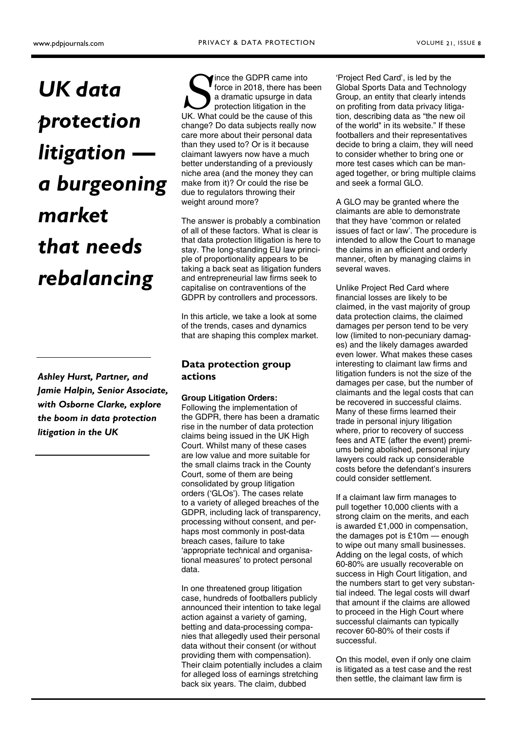# UK data protection litigation — a burgeoning market that needs rebalancing

*Ashley Hurst, Partner, and Jamie Halpin, Senior Associate, with Osborne Clarke, explore the boom in data protection litigation in the UK*

Since the GDPR came into force in 2018, there has been a dramatic upsurge in data protection litigation in the UK. What could be the cause of this change? Do data subjects really now care more about their personal data than they used to? Or is it because claimant lawyers now have a much better understanding of a previously niche area (and the money they can make from it)? Or could the rise be due to regulators throwing their weight around more?

The answer is probably a combination of all of these factors. What is clear is that data protection litigation is here to stay. The long-standing EU law principle of proportionality appears to be taking a back seat as litigation funders and entrepreneurial law firms seek to capitalise on contraventions of the GDPR by controllers and processors.

In this article, we take a look at some of the trends, cases and dynamics that are shaping this complex market.

## Data protection group actions

**Group Litigation Orders:**

Following the implementation of the GDPR, there has been a dramatic rise in the number of data protection claims being issued in the UK High Court. Whilst many of these cases are low value and more suitable for the small claims track in the County Court, some of them are being consolidated by group litigation orders ('GLOs'). The cases relate to a variety of alleged breaches of the GDPR, including lack of transparency, processing without consent, and perhaps most commonly in post-data breach cases, failure to take 'appropriate technical and organisational measures' to protect personal data.

In one threatened group litigation case, hundreds of footballers publicly announced their intention to take legal action against a variety of gaming, betting and data-processing companies that allegedly used their personal data without their consent (or without providing them with compensation). Their claim potentially includes a claim for alleged loss of earnings stretching back six years. The claim, dubbed 'Project Red Card', is led by the Global Sports Data and Technology Group, an entity that clearly intends on profiting from data privacy litigation, describing data as "the new oil of the world" in its website." If these footballers and their representatives decide to bring a claim, they will need to consider whether to bring one or more test cases which can be managed together, or bring multiple claims and seek a formal GLO.

A GLO may be granted where the claimants are able to demonstrate that they have 'common or related issues of fact or law'. The procedure is intended to allow the Court to manage the claims in an efficient and orderly manner, often by managing claims in several waves.

Unlike Project Red Card where financial losses are likely to be claimed, in the vast majority of group data protection claims, the claimed damages per person tend to be very low (limited to non-pecuniary damages) and the likely damages awarded even lower. What makes these cases interesting to claimant law firms and litigation funders is not the size of the damages per case, but the number of claimants and the legal costs that can be recovered in successful claims. Many of these firms learned their trade in personal injury litigation where, prior to recovery of success fees and ATE (after the event) premiums being abolished, personal injury lawyers could rack up considerable costs before the defendant's insurers could consider settlement.

If a claimant law firm manages to pull together 10,000 clients with a strong claim on the merits, and each is awarded £1,000 in compensation, the damages pot is £10m — enough to wipe out many small businesses. Adding on the legal costs, of which 60-80% are usually recoverable on success in High Court litigation, and the numbers start to get very substantial indeed. The legal costs will dwarf that amount if the claims are allowed to proceed in the High Court where successful claimants can typically recover 60-80% of their costs if successful.

On this model, even if only one claim is litigated as a test case and the rest then settle, the claimant law firm is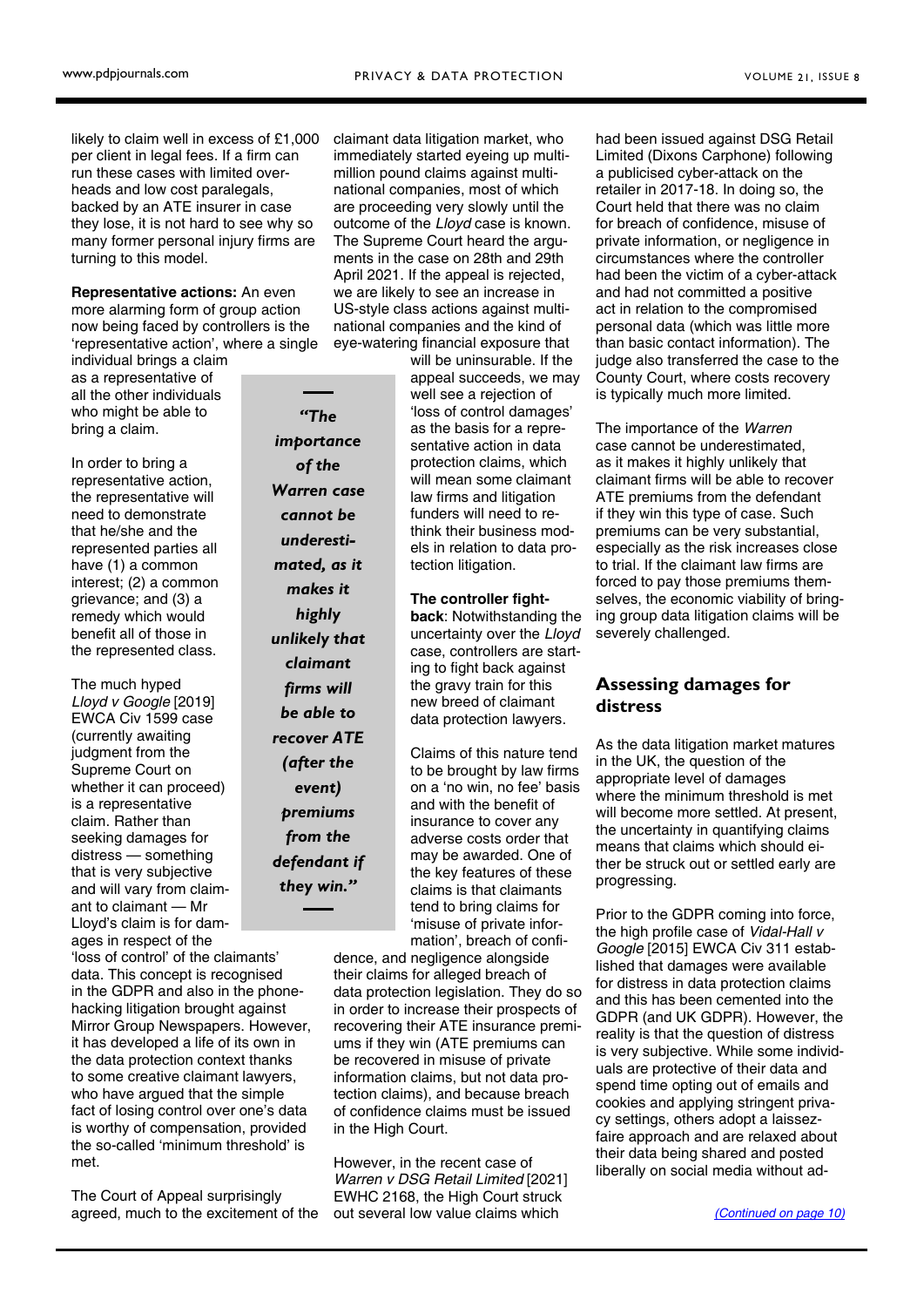likely to claim well in excess of £1,000 per client in legal fees. If a firm can run these cases with limited overheads and low cost paralegals, backed by an ATE insurer in case they lose, it is not hard to see why so many former personal injury firms are turning to this model.

**Representative actions:** An even more alarming form of group action now being faced by controllers is the 'representative action', where a single individual brings a claim as a representative of all the other individuals who might be able to bring a claim.

In order to bring a representative action, the representative will need to demonstrate that he/she and the represented parties all have (1) a common interest; (2) a common grievance; and (3) a remedy which would benefit all of those in the represented class.

The much hyped *Lloyd v Google* [2019] EWCA Civ 1599 case (currently awaiting judgment from the Supreme Court on whether it can proceed) is a representative claim. Rather than seeking damages for distress — something that is very subjective and will vary from claimant to claimant — Mr Lloyd's claim is for damages in respect of the 'loss of control' of the claimants' data. This concept is recognised in the GDPR and also in the phone-hacking litigation brought against Mirror Group Newspapers. However, it has developed a life of its own in the data protection context thanks to some creative claimant lawyers, who have argued that the simple fact of losing control over one's data is worthy of compensation, provided the so-called 'minimum threshold' is met.

The Court of Appeal surprisingly agreed, much to the excitement of the claimant data litigation market, who immediately started eyeing up multi-million pound claims against multi-national companies, most of which are proceeding very slowly until the outcome of the *Lloyd* case is known. The Supreme Court heard the arguments in the case on 28th and 29th April 2021. If the appeal is rejected, we are likely to see an increase in US-style class actions against multi-national companies and the kind of eye-watering financial exposure that will be uninsurable. If the appeal succeeds, we may well see a rejection of 'loss of control damages' as the basis for a representative action in data protection claims, which will mean some claimant law firms and litigation funders will need to rethink their business models in relation to data protection litigation.

> *"The importance of the Warren case cannot be underestimated, as it makes it highly unlikely that claimant firms will be able to recover ATE (after the event) premiums from the defendant if they win."*

**The controller fightback**: Notwithstanding the uncertainty over the *Lloyd* case, controllers are starting to fight back against the gravy train for this new breed of claimant data protection lawyers.

Claims of this nature tend to be brought by law firms on a 'no win, no fee' basis and with the benefit of insurance to cover any adverse costs order that may be awarded. One of the key features of these claims is that claimants tend to bring claims for 'misuse of private information', breach of confidence, and negligence alongside their claims for alleged breach of data protection legislation. They do so in order to increase their prospects of recovering their ATE insurance premiums if they win (ATE premiums can be recovered in misuse of private information claims, but not data protection claims), and because breach of confidence claims must be issued in the High Court.

However, in the recent case of *Warren v DSG Retail Limited* [2021] EWHC 2168, the High Court struck out several low value claims which had been issued against DSG Retail Limited (Dixons Carphone) following a publicised cyber-attack on the retailer in 2017-18. In doing so, the Court held that there was no claim for breach of confidence, misuse of private information, or negligence in circumstances where the controller had been the victim of a cyber-attack and had not committed a positive act in relation to the compromised personal data (which was little more than basic contact information). The judge also transferred the case to the County Court, where costs recovery is typically much more limited.

The importance of the *Warren* case cannot be underestimated, as it makes it highly unlikely that claimant firms will be able to recover ATE premiums from the defendant if they win this type of case. Such premiums can be very substantial, especially as the risk increases close to trial. If the claimant law firms are forced to pay those premiums themselves, the economic viability of bringing group data litigation claims will be severely challenged.

## Assessing damages for distress

As the data litigation market matures in the UK, the question of the appropriate level of damages where the minimum threshold is met will become more settled. At present, the uncertainty in quantifying claims means that claims which should either be struck out or settled early are progressing.

Prior to the GDPR coming into force, the high profile case of *Vidal-Hall v Google* [2015] EWCA Civ 311 established that damages were available for distress in data protection claims and this has been cemented into the GDPR (and UK GDPR). However, the reality is that the question of distress is very subjective. While some individuals are protective of their data and spend time opting out of emails and cookies and applying stringent privacy settings, others adopt a laissez-faire approach and are relaxed about their data being shared and posted liberally on social media without ad-

(Continued on page 10)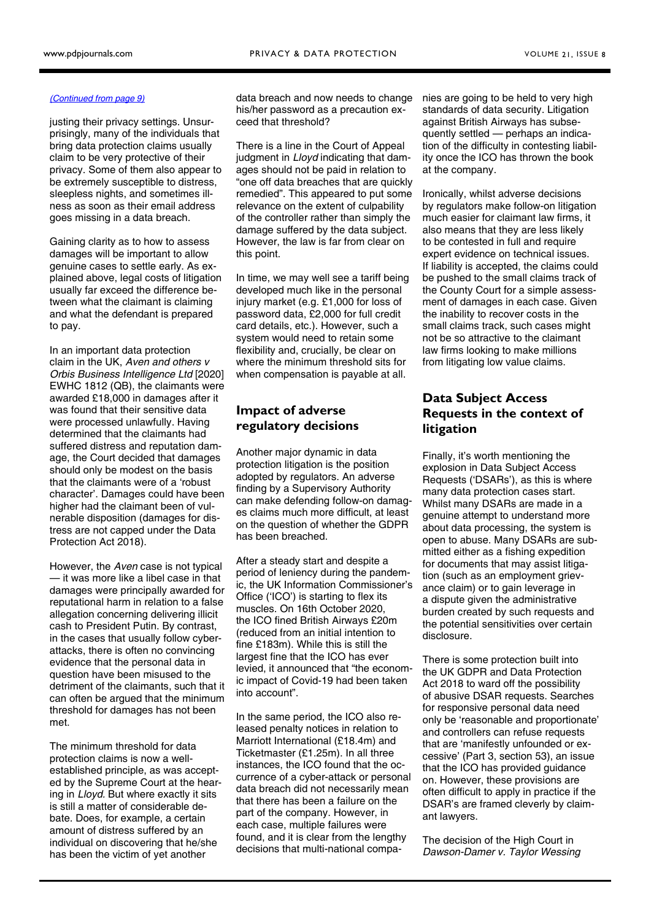*(Continued from page 9)*

justing their privacy settings. Unsurprisingly, many of the individuals that bring data protection claims usually claim to be very protective of their privacy. Some of them also appear to be extremely susceptible to distress, sleepless nights, and sometimes illness as soon as their email address goes missing in a data breach.

Gaining clarity as to how to assess damages will be important to allow genuine cases to settle early. As explained above, legal costs of litigation usually far exceed the difference between what the claimant is claiming and what the defendant is prepared to pay.

In an important data protection claim in the UK, *Aven and others v Orbis Business Intelligence Ltd* [2020] EWHC 1812 (QB), the claimants were awarded £18,000 in damages after it was found that their sensitive data were processed unlawfully. Having determined that the claimants had suffered distress and reputation damage, the Court decided that damages should only be modest on the basis that the claimants were of a 'robust character'. Damages could have been higher had the claimant been of vulnerable disposition (damages for distress are not capped under the Data Protection Act 2018).

However, the *Aven* case is not typical — it was more like a libel case in that damages were principally awarded for reputational harm in relation to a false allegation concerning delivering illicit cash to President Putin. By contrast, in the cases that usually follow cyber-attacks, there is often no convincing evidence that the personal data in question have been misused to the detriment of the claimants, such that it can often be argued that the minimum threshold for damages has not been met.

The minimum threshold for data protection claims is now a well-established principle, as was accepted by the Supreme Court at the hearing in *Lloyd*. But where exactly it sits is still a matter of considerable debate. Does, for example, a certain amount of distress suffered by an individual on discovering that he/she has been the victim of yet another data breach and now needs to change his/her password as a precaution exceed that threshold?

There is a line in the Court of Appeal judgment in *Lloyd* indicating that damages should not be paid in relation to "one off data breaches that are quickly remedied". This appeared to put some relevance on the extent of culpability of the controller rather than simply the damage suffered by the data subject. However, the law is far from clear on this point.

In time, we may well see a tariff being developed much like in the personal injury market (e.g. £1,000 for loss of password data, £2,000 for full credit card details, etc.). However, such a system would need to retain some flexibility and, crucially, be clear on where the minimum threshold sits for when compensation is payable at all.

## Impact of adverse regulatory decisions

Another major dynamic in data protection litigation is the position adopted by regulators. An adverse finding by a Supervisory Authority can make defending follow-on damages claims much more difficult, at least on the question of whether the GDPR has been breached.

After a steady start and despite a period of leniency during the pandemic, the UK Information Commissioner's Office ('ICO') is starting to flex its muscles. On 16th October 2020, the ICO fined British Airways £20m (reduced from an initial intention to fine £183m). While this is still the largest fine that the ICO has ever levied, it announced that "the economic impact of Covid-19 had been taken into account".

In the same period, the ICO also released penalty notices in relation to Marriott International (£18.4m) and Ticketmaster (£1.25m). In all three instances, the ICO found that the occurrence of a cyber-attack or personal data breach did not necessarily mean that there has been a failure on the part of the company. However, in each case, multiple failures were found, and it is clear from the lengthy decisions that multi-national companies are going to be held to very high standards of data security. Litigation against British Airways has subsequently settled — perhaps an indication of the difficulty in contesting liability once the ICO has thrown the book at the company.

Ironically, whilst adverse decisions by regulators make follow-on litigation much easier for claimant law firms, it also means that they are less likely to be contested in full and require expert evidence on technical issues. If liability is accepted, the claims could be pushed to the small claims track of the County Court for a simple assessment of damages in each case. Given the inability to recover costs in the small claims track, such cases might not be so attractive to the claimant law firms looking to make millions from litigating low value claims.

## Data Subject Access Requests in the context of litigation

Finally, it's worth mentioning the explosion in Data Subject Access Requests ('DSARs'), as this is where many data protection cases start. Whilst many DSARs are made in a genuine attempt to understand more about data processing, the system is open to abuse. Many DSARs are submitted either as a fishing expedition for documents that may assist litigation (such as an employment grievance claim) or to gain leverage in a dispute given the administrative burden created by such requests and the potential sensitivities over certain disclosure.

There is some protection built into the UK GDPR and Data Protection Act 2018 to ward off the possibility of abusive DSAR requests. Searches for responsive personal data need only be 'reasonable and proportionate' and controllers can refuse requests that are 'manifestly unfounded or excessive' (Part 3, section 53), an issue that the ICO has provided guidance on. However, these provisions are often difficult to apply in practice if the DSAR's are framed cleverly by claimant lawyers.

The decision of the High Court in *Dawson-Damer v. Taylor Wessing*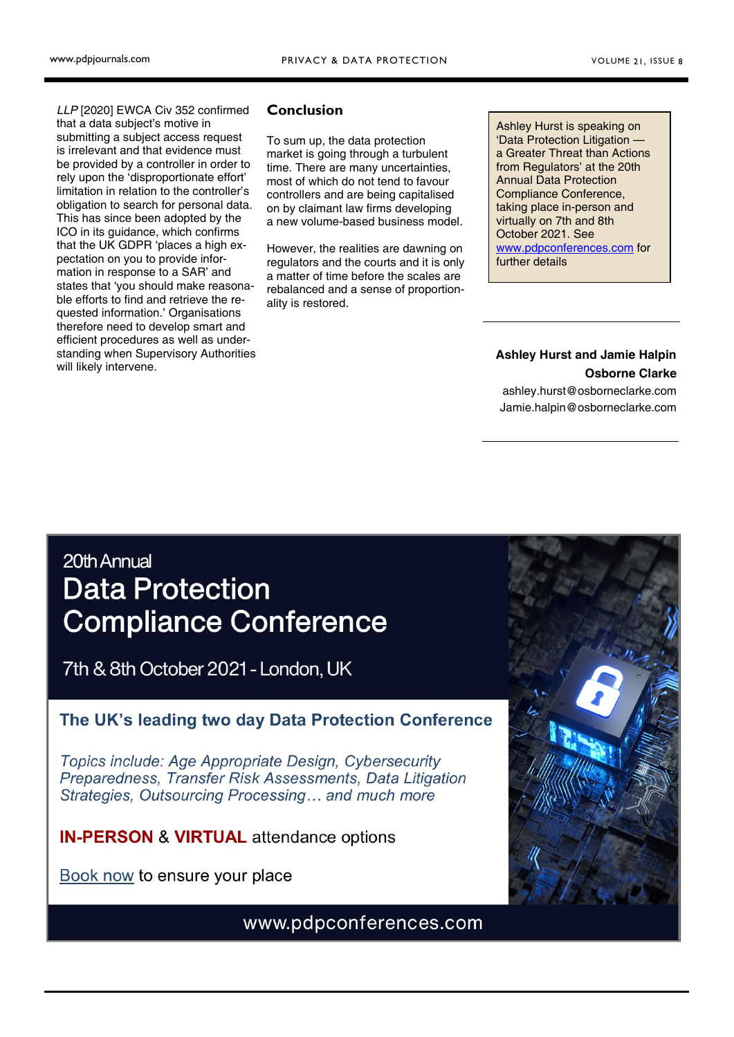*LLP* [2020] EWCA Civ 352 confirmed that a data subject's motive in submitting a subject access request is irrelevant and that evidence must be provided by a controller in order to rely upon the 'disproportionate effort' limitation in relation to the controller's obligation to search for personal data. This has since been adopted by the ICO in its guidance, which confirms that the UK GDPR 'places a high expectation on you to provide information in response to a SAR' and states that 'you should make reasonable efforts to find and retrieve the requested information.' Organisations therefore need to develop smart and efficient procedures as well as understanding when Supervisory Authorities will likely intervene.

## Conclusion

To sum up, the data protection market is going through a turbulent time. There are many uncertainties, most of which do not tend to favour controllers and are being capitalised on by claimant law firms developing a new volume-based business model.

However, the realities are dawning on regulators and the courts and it is only a matter of time before the scales are rebalanced and a sense of proportionality is restored.

> Ashley Hurst is speaking on 'Data Protection Litigation — a Greater Threat than Actions from Regulators' at the 20th Annual Data Protection Compliance Conference, taking place in-person and virtually on 7th and 8th October 2021. See www.pdpconferences.com for further details

**Ashley Hurst and Jamie Halpin**
**Osborne Clarke**
ashley.hurst@osborneclarke.com
Jamie.halpin@osborneclarke.com

---

20th Annual
# Data Protection Compliance Conference

7th & 8th October 2021 - London, UK

**The UK's leading two day Data Protection Conference**

*Topics include: Age Appropriate Design, Cybersecurity Preparedness, Transfer Risk Assessments, Data Litigation Strategies, Outsourcing Processing… and much more*

**IN-PERSON** & **VIRTUAL** attendance options

Book now to ensure your place

www.pdpconferences.com